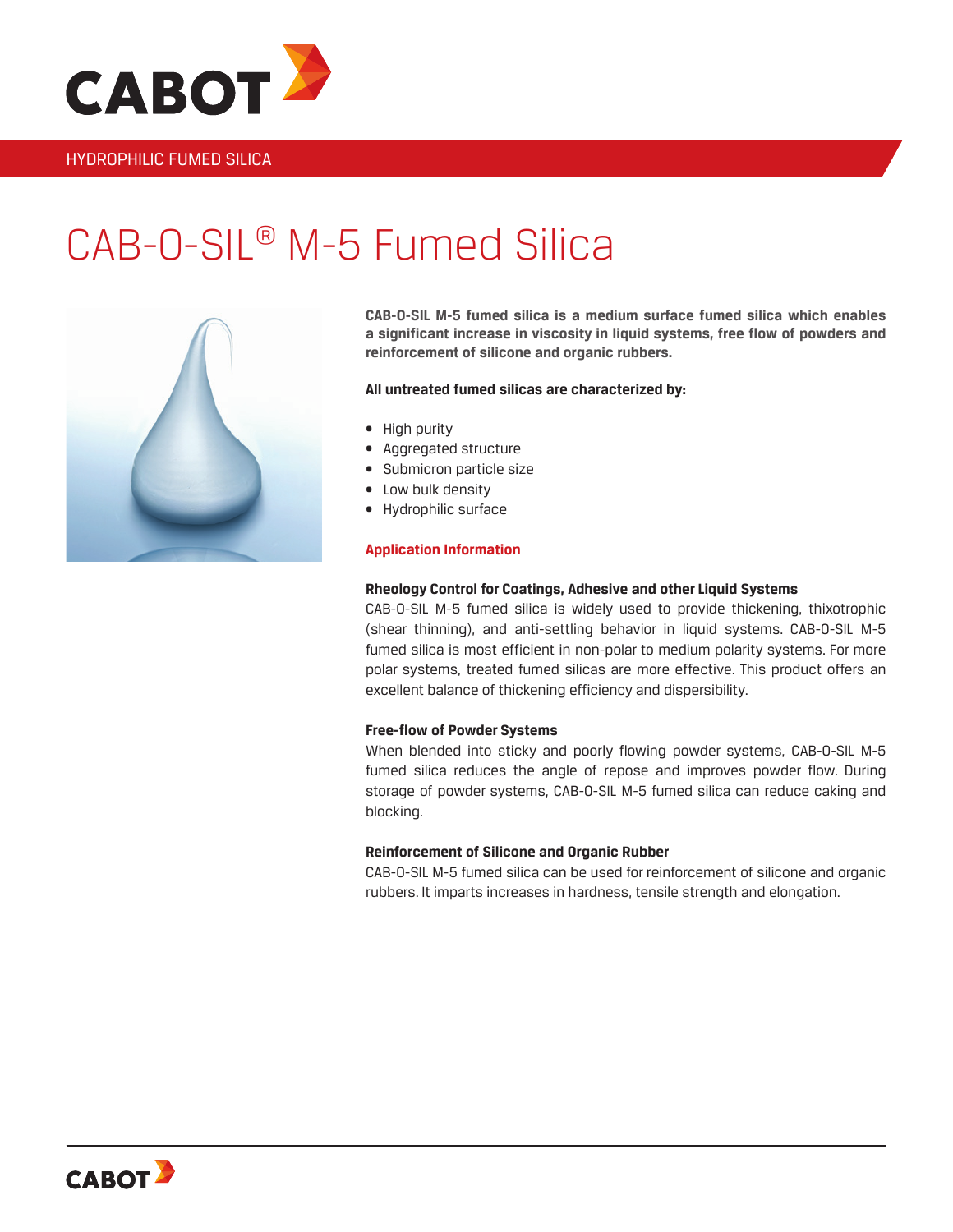HYDROPHILIC FUMED SILICA

# CAB-O-SIL® M-5 Fumed Silica

**CAB-O-SIL M-5 fumed silica is a medium surface fumed silica which enables a significant increase in viscosity in liquid systems, free flow of powders and reinforcement of silicone and organic rubbers.**

**All untreated fumed silicas are characterized by:**

- High purity
- Aggregated structure
- Submicron particle size
- Low bulk density
- Hydrophilic surface

## Application Information

### Rheology Control for Coatings, Adhesive and other Liquid Systems

CAB-O-SIL M-5 fumed silica is widely used to provide thickening, thixotropic (shear thinning), and anti-settling behavior in liquid systems. CAB-O-SIL M-5 fumed silica is most efficient in non-polar to medium polarity systems. For more polar systems, treated fumed silicas are more effective. This product offers an excellent balance of thickening efficiency and dispersibility.

### Free-flow of Powder Systems

When blended into sticky and poorly flowing powder systems, CAB-O-SIL M-5 fumed silica reduces the angle of repose and improves powder flow. During storage of powder systems, CAB-O-SIL M-5 fumed silica can reduce caking and blocking.

### Reinforcement of Silicone and Organic Rubber

CAB-O-SIL M-5 fumed silica can be used for reinforcement of silicone and organic rubbers. It imparts increases in hardness, tensile strength and elongation.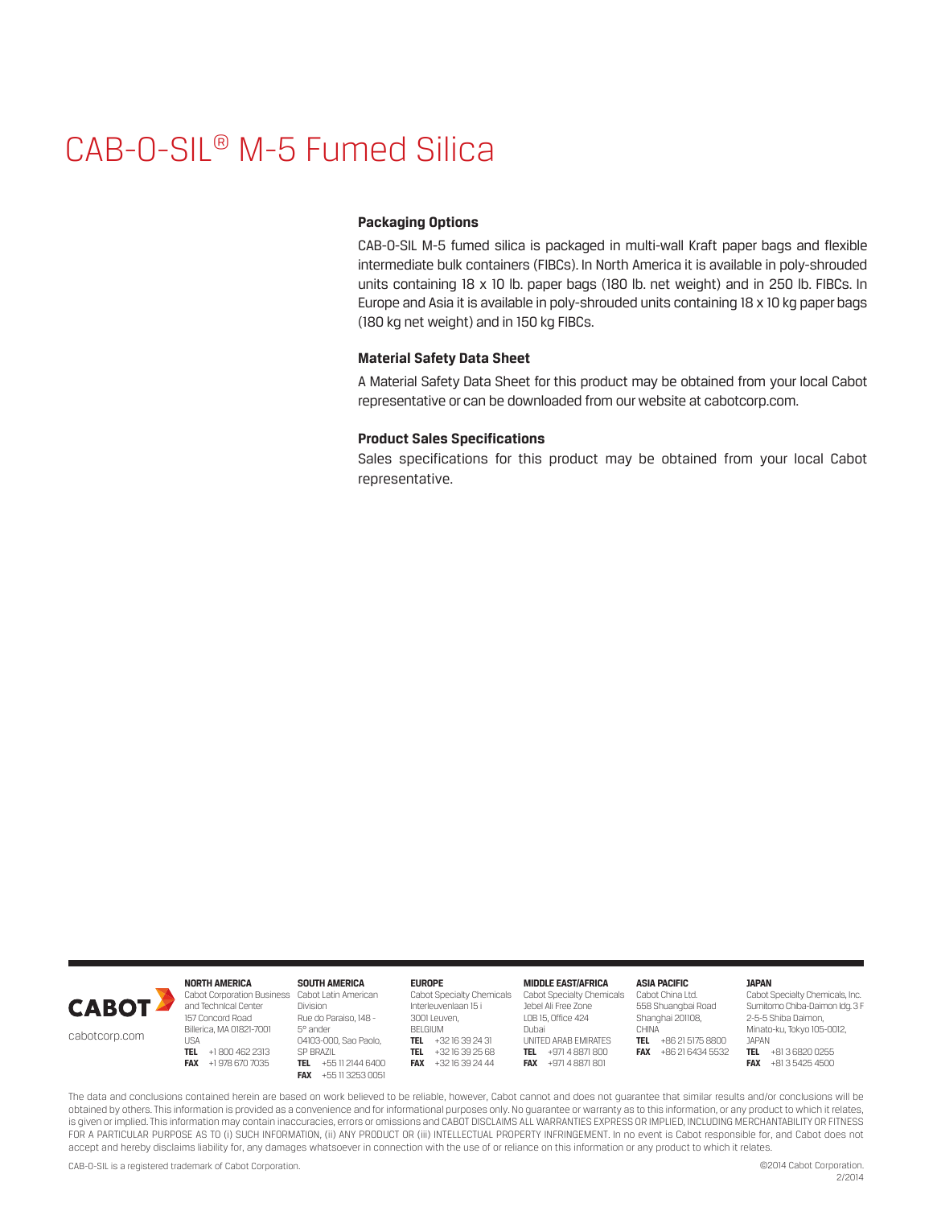# CAB-O-SIL® M-5 Fumed Silica

### Packaging Options

CAB-O-SIL M-5 fumed silica is packaged in multi-wall Kraft paper bags and flexible intermediate bulk containers (FIBCs). In North America it is available in poly-shrouded units containing 18 x 10 lb. paper bags (180 lb. net weight) and in 250 lb. FIBCs. In Europe and Asia it is available in poly-shrouded units containing 18 x 10 kg paper bags (180 kg net weight) and in 150 kg FIBCs.

### Material Safety Data Sheet

A Material Safety Data Sheet for this product may be obtained from your local Cabot representative or can be downloaded from our website at cabotcorp.com.

### Product Sales Specifications

Sales specifications for this product may be obtained from your local Cabot representative.

CABOT
cabotcorp.com

**NORTH AMERICA**
Cabot Corporation Business and Technical Center
157 Concord Road
Billerica, MA 01821-7001
USA
**TEL** +1 800 462 2313
**FAX** +1 978 670 7035

**SOUTH AMERICA**
Cabot Latin American Division
Rue do Paraiso, 148 -
5° ander
04103-000, Sao Paolo,
SP BRAZIL
**TEL** +55 11 2144 6400
**FAX** +55 11 3253 0051

**EUROPE**
Cabot Specialty Chemicals
Interleuvenlaan 15 i
3001 Leuven,
BELGIUM
**TEL** +32 16 39 24 31
**TEL** +32 16 39 25 68
**FAX** +32 16 39 24 44

**MIDDLE EAST/AFRICA**
Cabot Specialty Chemicals
Jebel Ali Free Zone
LOB 15, Office 424
Dubai
UNITED ARAB EMIRATES
**TEL** +971 4 8871 800
**FAX** +971 4 8871 801

**ASIA PACIFIC**
Cabot China Ltd.
558 Shuangbai Road
Shanghai 201108,
CHINA
**TEL** +86 21 5175 8800
**FAX** +86 21 6434 5532

**JAPAN**
Cabot Specialty Chemicals, Inc.
Sumitomo Chiba-Daimon Idg. 3 F
2-5-5 Shiba Daimon,
Minato-ku, Tokyo 105-0012,
JAPAN
**TEL** +81 3 6820 0255
**FAX** +81 3 5425 4500

The data and conclusions contained herein are based on work believed to be reliable, however, Cabot cannot and does not guarantee that similar results and/or conclusions will be obtained by others. This information is provided as a convenience and for informational purposes only. No guarantee or warranty as to this information, or any product to which it relates, is given or implied. This information may contain inaccuracies, errors or omissions and CABOT DISCLAIMS ALL WARRANTIES EXPRESS OR IMPLIED, INCLUDING MERCHANTABILITY OR FITNESS FOR A PARTICULAR PURPOSE AS TO (i) SUCH INFORMATION, (ii) ANY PRODUCT OR (iii) INTELLECTUAL PROPERTY INFRINGEMENT. In no event is Cabot responsible for, and Cabot does not accept and hereby disclaims liability for, any damages whatsoever in connection with the use of or reliance on this information or any product to which it relates.

CAB-O-SIL is a registered trademark of Cabot Corporation.

©2014 Cabot Corporation.
2/2014